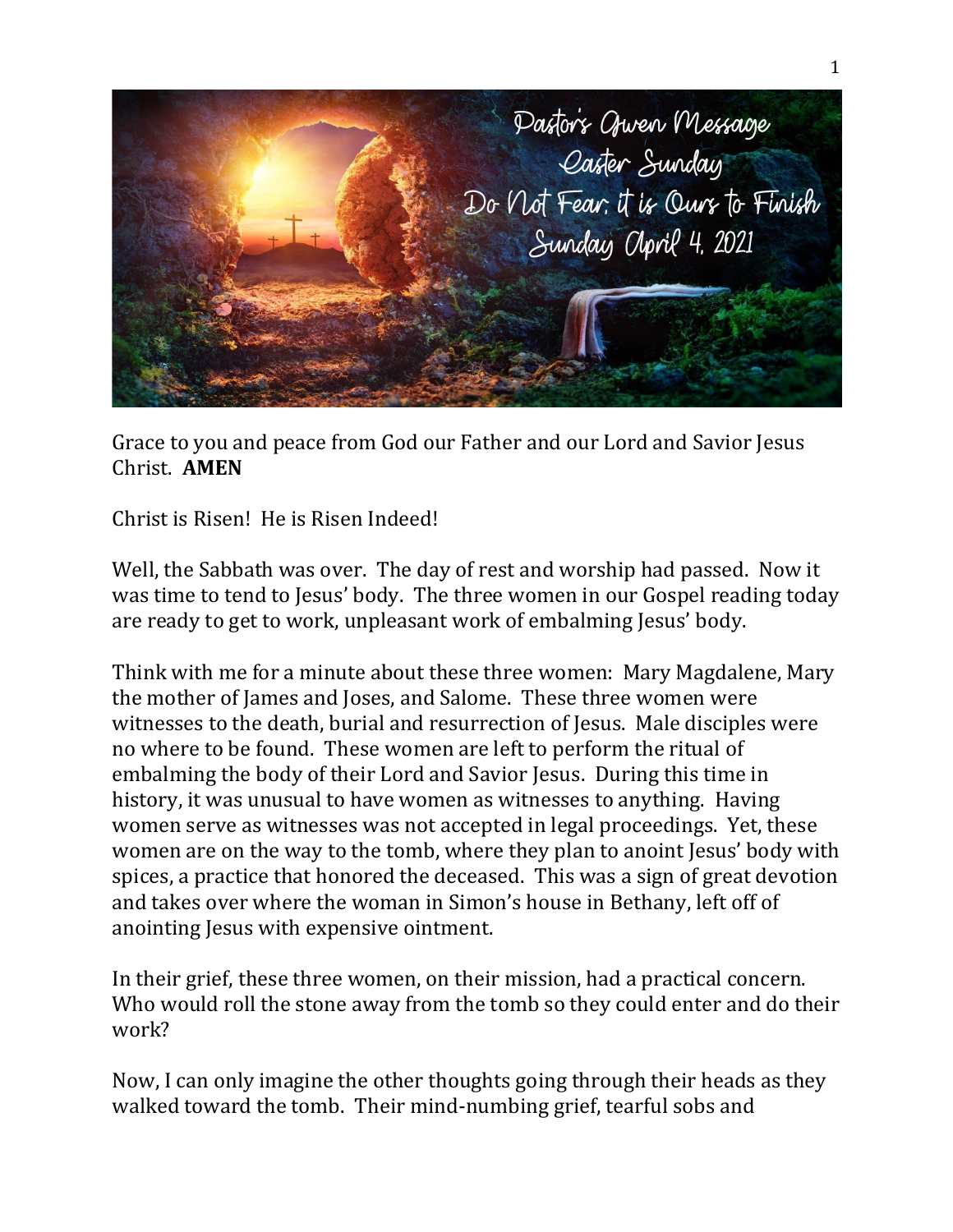Pastor's Gwen Message
Easter Sunday
Do Not Fear, it is Ours to Finish
Sunday April 4, 2021

Grace to you and peace from God our Father and our Lord and Savior Jesus Christ. **AMEN**

Christ is Risen! He is Risen Indeed!

Well, the Sabbath was over. The day of rest and worship had passed. Now it was time to tend to Jesus' body. The three women in our Gospel reading today are ready to get to work, unpleasant work of embalming Jesus' body.

Think with me for a minute about these three women: Mary Magdalene, Mary the mother of James and Joses, and Salome. These three women were witnesses to the death, burial and resurrection of Jesus. Male disciples were no where to be found. These women are left to perform the ritual of embalming the body of their Lord and Savior Jesus. During this time in history, it was unusual to have women as witnesses to anything. Having women serve as witnesses was not accepted in legal proceedings. Yet, these women are on the way to the tomb, where they plan to anoint Jesus' body with spices, a practice that honored the deceased. This was a sign of great devotion and takes over where the woman in Simon's house in Bethany, left off of anointing Jesus with expensive ointment.

In their grief, these three women, on their mission, had a practical concern. Who would roll the stone away from the tomb so they could enter and do their work?

Now, I can only imagine the other thoughts going through their heads as they walked toward the tomb. Their mind-numbing grief, tearful sobs and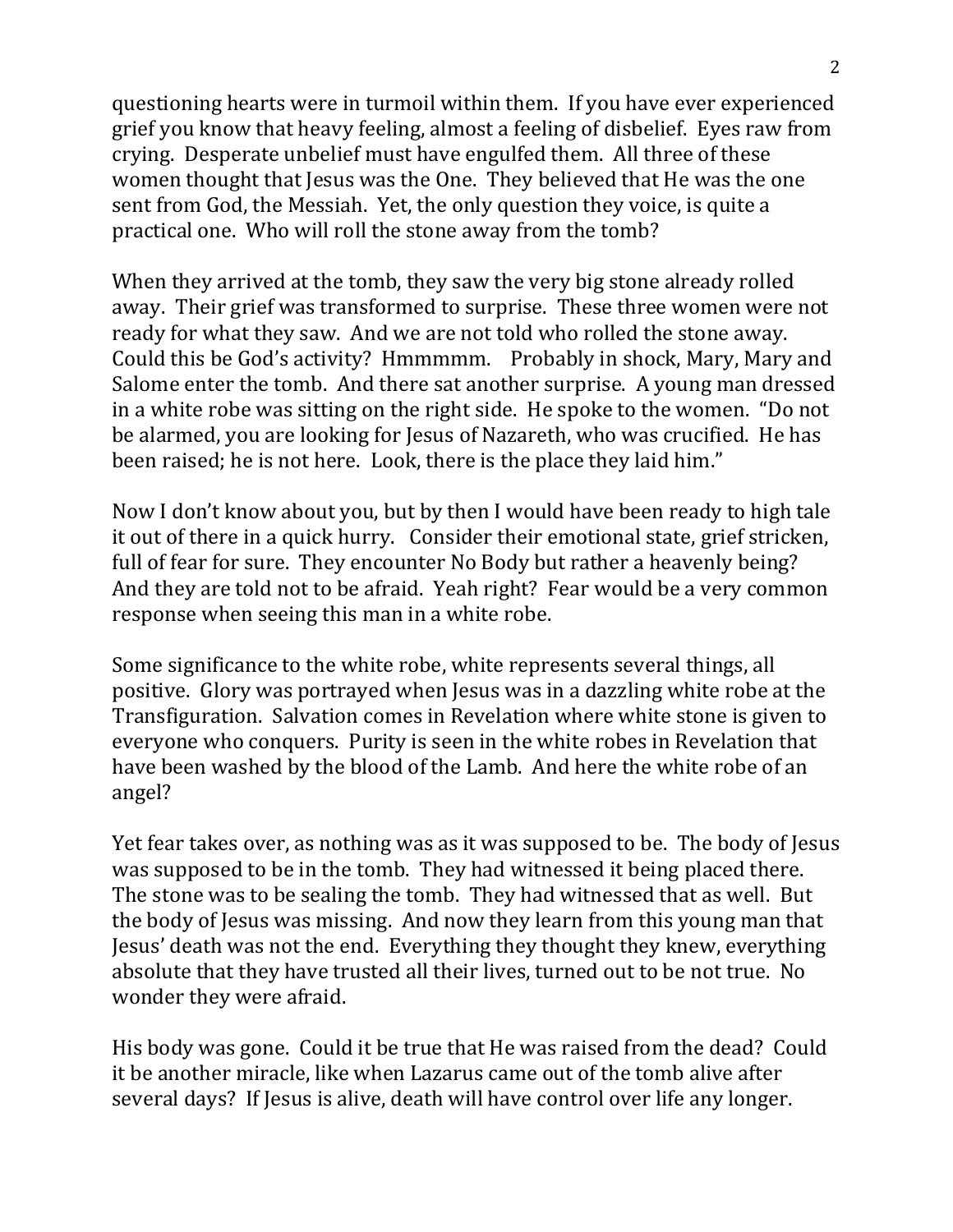questioning hearts were in turmoil within them. If you have ever experienced grief you know that heavy feeling, almost a feeling of disbelief. Eyes raw from crying. Desperate unbelief must have engulfed them. All three of these women thought that Jesus was the One. They believed that He was the one sent from God, the Messiah. Yet, the only question they voice, is quite a practical one. Who will roll the stone away from the tomb?

When they arrived at the tomb, they saw the very big stone already rolled away. Their grief was transformed to surprise. These three women were not ready for what they saw. And we are not told who rolled the stone away. Could this be God's activity? Hmmmmm. Probably in shock, Mary, Mary and Salome enter the tomb. And there sat another surprise. A young man dressed in a white robe was sitting on the right side. He spoke to the women. "Do not be alarmed, you are looking for Jesus of Nazareth, who was crucified. He has been raised; he is not here. Look, there is the place they laid him."

Now I don't know about you, but by then I would have been ready to high tale it out of there in a quick hurry. Consider their emotional state, grief stricken, full of fear for sure. They encounter No Body but rather a heavenly being? And they are told not to be afraid. Yeah right? Fear would be a very common response when seeing this man in a white robe.

Some significance to the white robe, white represents several things, all positive. Glory was portrayed when Jesus was in a dazzling white robe at the Transfiguration. Salvation comes in Revelation where white stone is given to everyone who conquers. Purity is seen in the white robes in Revelation that have been washed by the blood of the Lamb. And here the white robe of an angel?

Yet fear takes over, as nothing was as it was supposed to be. The body of Jesus was supposed to be in the tomb. They had witnessed it being placed there. The stone was to be sealing the tomb. They had witnessed that as well. But the body of Jesus was missing. And now they learn from this young man that Jesus' death was not the end. Everything they thought they knew, everything absolute that they have trusted all their lives, turned out to be not true. No wonder they were afraid.

His body was gone. Could it be true that He was raised from the dead? Could it be another miracle, like when Lazarus came out of the tomb alive after several days? If Jesus is alive, death will have control over life any longer.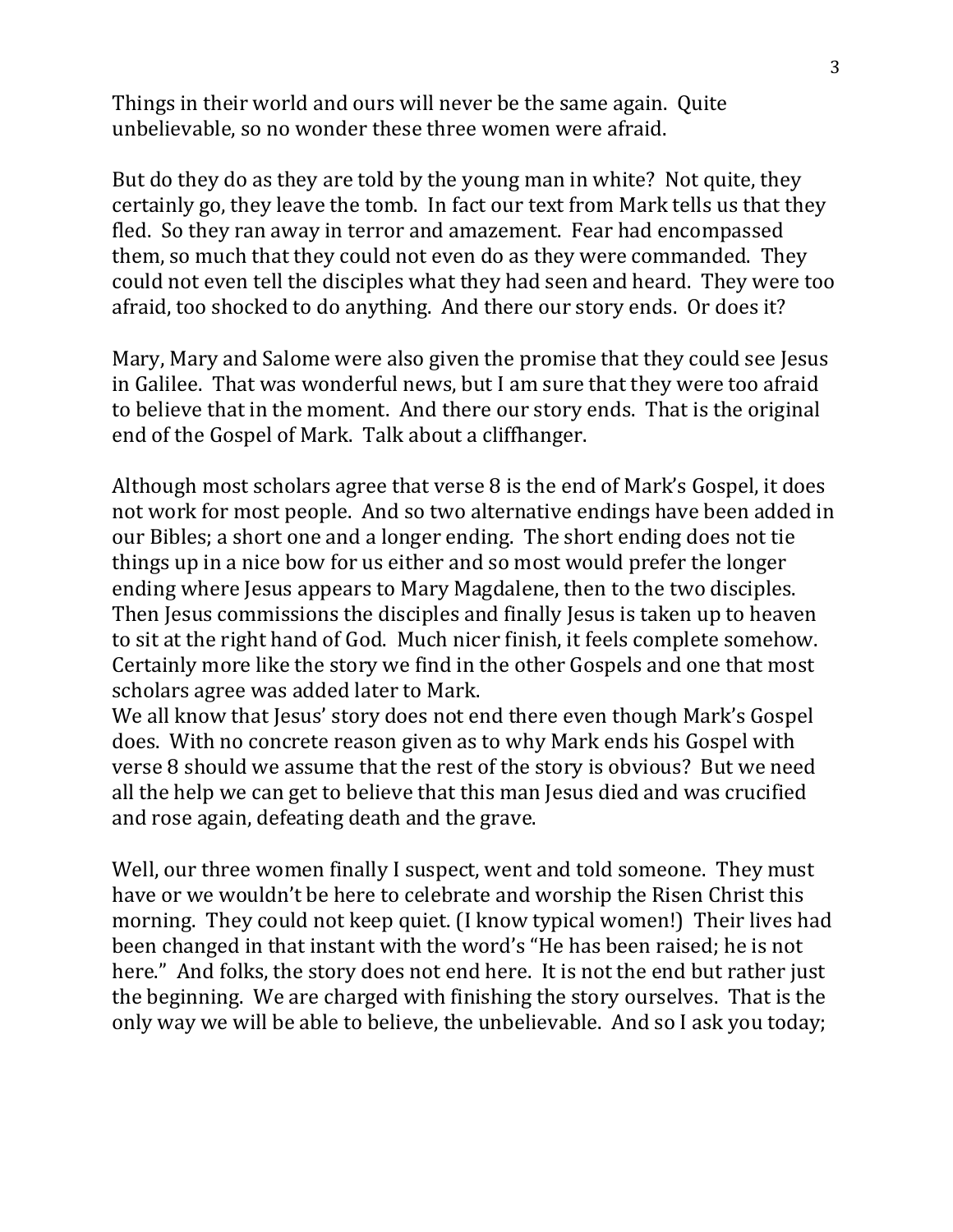Things in their world and ours will never be the same again. Quite unbelievable, so no wonder these three women were afraid.

But do they do as they are told by the young man in white? Not quite, they certainly go, they leave the tomb. In fact our text from Mark tells us that they fled. So they ran away in terror and amazement. Fear had encompassed them, so much that they could not even do as they were commanded. They could not even tell the disciples what they had seen and heard. They were too afraid, too shocked to do anything. And there our story ends. Or does it?

Mary, Mary and Salome were also given the promise that they could see Jesus in Galilee. That was wonderful news, but I am sure that they were too afraid to believe that in the moment. And there our story ends. That is the original end of the Gospel of Mark. Talk about a cliffhanger.

Although most scholars agree that verse 8 is the end of Mark's Gospel, it does not work for most people. And so two alternative endings have been added in our Bibles; a short one and a longer ending. The short ending does not tie things up in a nice bow for us either and so most would prefer the longer ending where Jesus appears to Mary Magdalene, then to the two disciples. Then Jesus commissions the disciples and finally Jesus is taken up to heaven to sit at the right hand of God. Much nicer finish, it feels complete somehow. Certainly more like the story we find in the other Gospels and one that most scholars agree was added later to Mark.
We all know that Jesus' story does not end there even though Mark's Gospel does. With no concrete reason given as to why Mark ends his Gospel with verse 8 should we assume that the rest of the story is obvious? But we need all the help we can get to believe that this man Jesus died and was crucified and rose again, defeating death and the grave.

Well, our three women finally I suspect, went and told someone. They must have or we wouldn't be here to celebrate and worship the Risen Christ this morning. They could not keep quiet. (I know typical women!) Their lives had been changed in that instant with the word's "He has been raised; he is not here." And folks, the story does not end here. It is not the end but rather just the beginning. We are charged with finishing the story ourselves. That is the only way we will be able to believe, the unbelievable. And so I ask you today;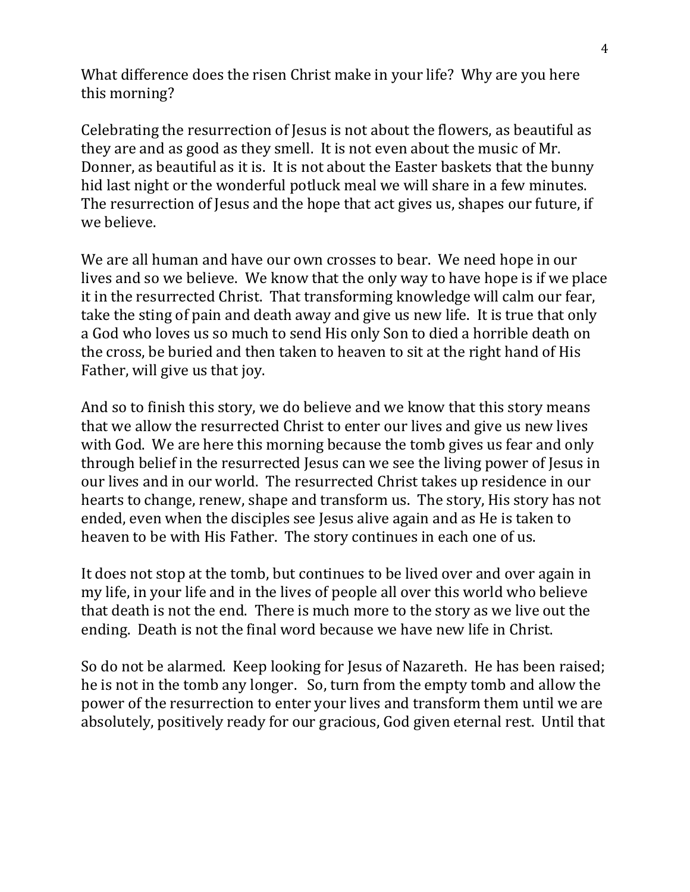What difference does the risen Christ make in your life? Why are you here this morning?

Celebrating the resurrection of Jesus is not about the flowers, as beautiful as they are and as good as they smell. It is not even about the music of Mr. Donner, as beautiful as it is. It is not about the Easter baskets that the bunny hid last night or the wonderful potluck meal we will share in a few minutes. The resurrection of Jesus and the hope that act gives us, shapes our future, if we believe.

We are all human and have our own crosses to bear. We need hope in our lives and so we believe. We know that the only way to have hope is if we place it in the resurrected Christ. That transforming knowledge will calm our fear, take the sting of pain and death away and give us new life. It is true that only a God who loves us so much to send His only Son to died a horrible death on the cross, be buried and then taken to heaven to sit at the right hand of His Father, will give us that joy.

And so to finish this story, we do believe and we know that this story means that we allow the resurrected Christ to enter our lives and give us new lives with God. We are here this morning because the tomb gives us fear and only through belief in the resurrected Jesus can we see the living power of Jesus in our lives and in our world. The resurrected Christ takes up residence in our hearts to change, renew, shape and transform us. The story, His story has not ended, even when the disciples see Jesus alive again and as He is taken to heaven to be with His Father. The story continues in each one of us.

It does not stop at the tomb, but continues to be lived over and over again in my life, in your life and in the lives of people all over this world who believe that death is not the end. There is much more to the story as we live out the ending. Death is not the final word because we have new life in Christ.

So do not be alarmed. Keep looking for Jesus of Nazareth. He has been raised; he is not in the tomb any longer. So, turn from the empty tomb and allow the power of the resurrection to enter your lives and transform them until we are absolutely, positively ready for our gracious, God given eternal rest. Until that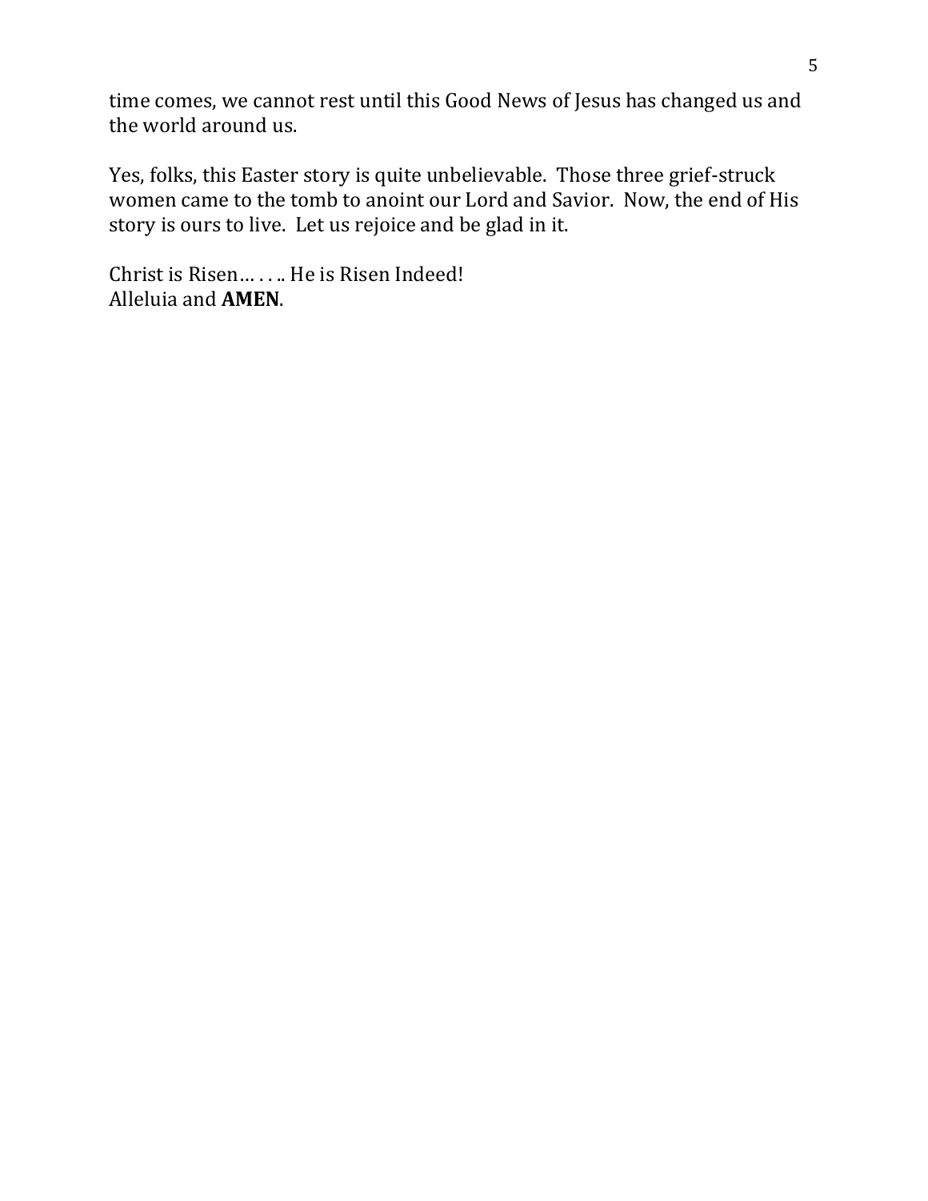time comes, we cannot rest until this Good News of Jesus has changed us and the world around us.

Yes, folks, this Easter story is quite unbelievable. Those three grief-struck women came to the tomb to anoint our Lord and Savior. Now, the end of His story is ours to live. Let us rejoice and be glad in it.

Christ is Risen… . . .. He is Risen Indeed!  
Alleluia and **AMEN**.